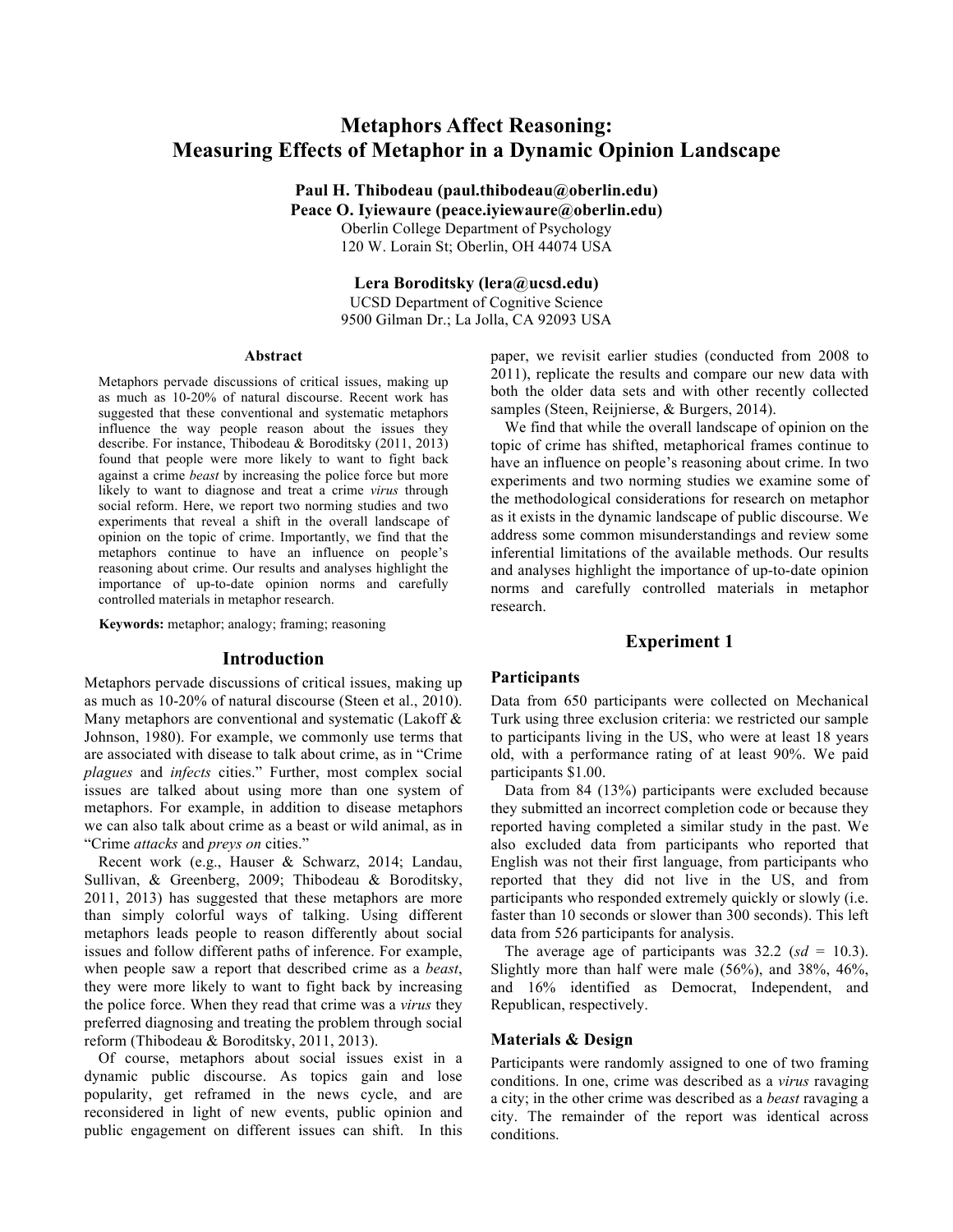# Metaphors Affect Reasoning: Measuring Effects of Metaphor in a Dynamic Opinion Landscape

**Paul H. Thibodeau (paul.thibodeau@oberlin.edu)**
**Peace O. Iyiewaure (peace.iyiewaure@oberlin.edu)**
Oberlin College Department of Psychology
120 W. Lorain St; Oberlin, OH 44074 USA

**Lera Boroditsky (lera@ucsd.edu)**
UCSD Department of Cognitive Science
9500 Gilman Dr.; La Jolla, CA 92093 USA

## Abstract

Metaphors pervade discussions of critical issues, making up as much as 10-20% of natural discourse. Recent work has suggested that these conventional and systematic metaphors influence the way people reason about the issues they describe. For instance, Thibodeau & Boroditsky (2011, 2013) found that people were more likely to want to fight back against a crime *beast* by increasing the police force but more likely to want to diagnose and treat a crime *virus* through social reform. Here, we report two norming studies and two experiments that reveal a shift in the overall landscape of opinion on the topic of crime. Importantly, we find that the metaphors continue to have an influence on people's reasoning about crime. Our results and analyses highlight the importance of up-to-date opinion norms and carefully controlled materials in metaphor research.

**Keywords:** metaphor; analogy; framing; reasoning

## Introduction

Metaphors pervade discussions of critical issues, making up as much as 10-20% of natural discourse (Steen et al., 2010). Many metaphors are conventional and systematic (Lakoff & Johnson, 1980). For example, we commonly use terms that are associated with disease to talk about crime, as in "Crime *plagues* and *infects* cities." Further, most complex social issues are talked about using more than one system of metaphors. For example, in addition to disease metaphors we can also talk about crime as a beast or wild animal, as in "Crime *attacks* and *preys on* cities."

Recent work (e.g., Hauser & Schwarz, 2014; Landau, Sullivan, & Greenberg, 2009; Thibodeau & Boroditsky, 2011, 2013) has suggested that these metaphors are more than simply colorful ways of talking. Using different metaphors leads people to reason differently about social issues and follow different paths of inference. For example, when people saw a report that described crime as a *beast*, they were more likely to want to fight back by increasing the police force. When they read that crime was a *virus* they preferred diagnosing and treating the problem through social reform (Thibodeau & Boroditsky, 2011, 2013).

Of course, metaphors about social issues exist in a dynamic public discourse. As topics gain and lose popularity, get reframed in the news cycle, and are reconsidered in light of new events, public opinion and public engagement on different issues can shift. In this paper, we revisit earlier studies (conducted from 2008 to 2011), replicate the results and compare our new data with both the older data sets and with other recently collected samples (Steen, Reijnierse, & Burgers, 2014).

We find that while the overall landscape of opinion on the topic of crime has shifted, metaphorical frames continue to have an influence on people's reasoning about crime. In two experiments and two norming studies we examine some of the methodological considerations for research on metaphor as it exists in the dynamic landscape of public discourse. We address some common misunderstandings and review some inferential limitations of the available methods. Our results and analyses highlight the importance of up-to-date opinion norms and carefully controlled materials in metaphor research.

## Experiment 1

### Participants

Data from 650 participants were collected on Mechanical Turk using three exclusion criteria: we restricted our sample to participants living in the US, who were at least 18 years old, with a performance rating of at least 90%. We paid participants $1.00.

Data from 84 (13%) participants were excluded because they submitted an incorrect completion code or because they reported having completed a similar study in the past. We also excluded data from participants who reported that English was not their first language, from participants who reported that they did not live in the US, and from participants who responded extremely quickly or slowly (i.e. faster than 10 seconds or slower than 300 seconds). This left data from 526 participants for analysis.

The average age of participants was 32.2 (*sd* = 10.3). Slightly more than half were male (56%), and 38%, 46%, and 16% identified as Democrat, Independent, and Republican, respectively.

### Materials & Design

Participants were randomly assigned to one of two framing conditions. In one, crime was described as a *virus* ravaging a city; in the other crime was described as a *beast* ravaging a city. The remainder of the report was identical across conditions.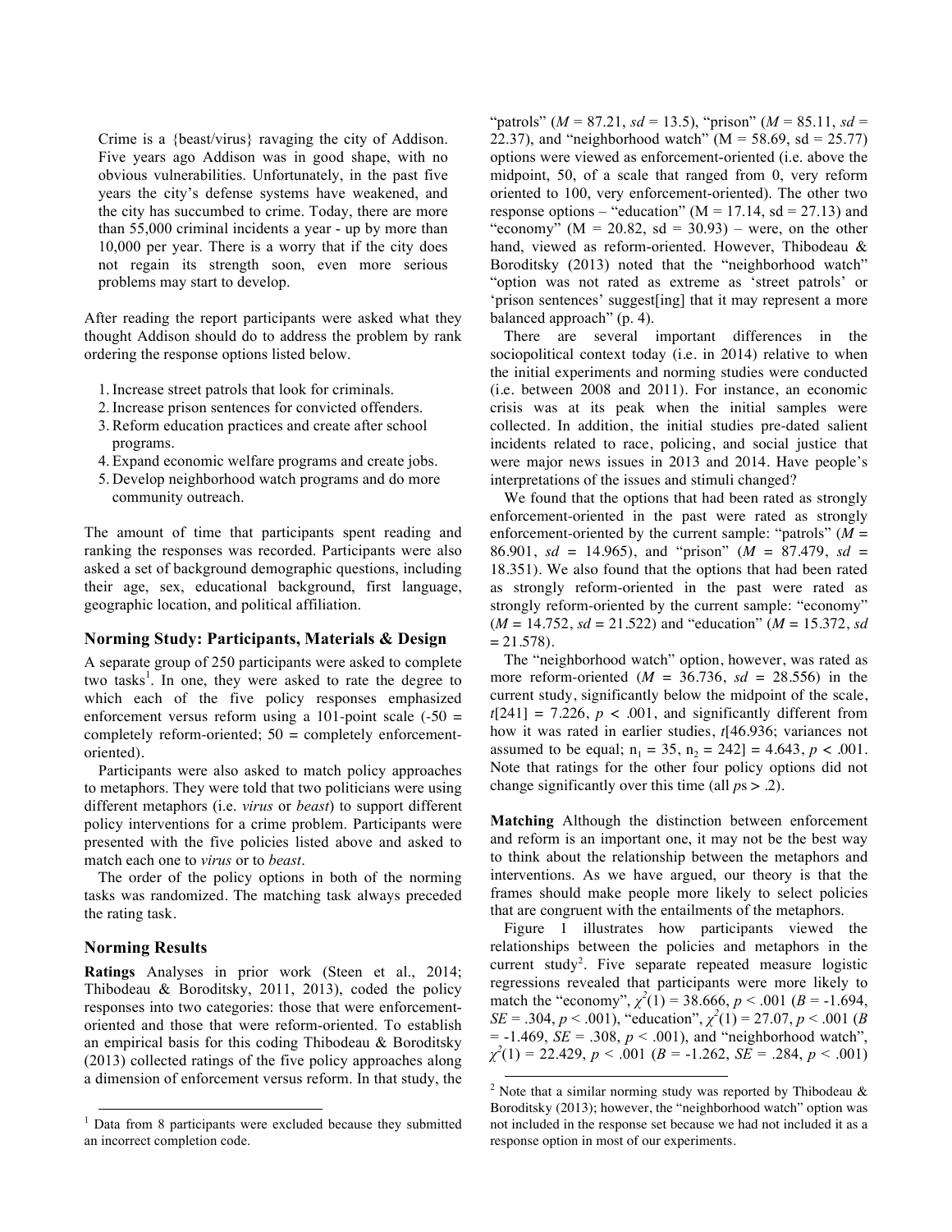Crime is a {beast/virus} ravaging the city of Addison. Five years ago Addison was in good shape, with no obvious vulnerabilities. Unfortunately, in the past five years the city's defense systems have weakened, and the city has succumbed to crime. Today, there are more than 55,000 criminal incidents a year - up by more than 10,000 per year. There is a worry that if the city does not regain its strength soon, even more serious problems may start to develop.

After reading the report participants were asked what they thought Addison should do to address the problem by rank ordering the response options listed below.

1. Increase street patrols that look for criminals.
2. Increase prison sentences for convicted offenders.
3. Reform education practices and create after school programs.
4. Expand economic welfare programs and create jobs.
5. Develop neighborhood watch programs and do more community outreach.

The amount of time that participants spent reading and ranking the responses was recorded. Participants were also asked a set of background demographic questions, including their age, sex, educational background, first language, geographic location, and political affiliation.

### Norming Study: Participants, Materials & Design

A separate group of 250 participants were asked to complete two tasks[1]. In one, they were asked to rate the degree to which each of the five policy responses emphasized enforcement versus reform using a 101-point scale (-50 = completely reform-oriented; 50 = completely enforcement-oriented).

Participants were also asked to match policy approaches to metaphors. They were told that two politicians were using different metaphors (i.e. *virus* or *beast*) to support different policy interventions for a crime problem. Participants were presented with the five policies listed above and asked to match each one to *virus* or to *beast*.

The order of the policy options in both of the norming tasks was randomized. The matching task always preceded the rating task.

### Norming Results

**Ratings** Analyses in prior work (Steen et al., 2014; Thibodeau & Boroditsky, 2011, 2013), coded the policy responses into two categories: those that were enforcement-oriented and those that were reform-oriented. To establish an empirical basis for this coding Thibodeau & Boroditsky (2013) collected ratings of the five policy approaches along a dimension of enforcement versus reform. In that study, the "patrols" ($M$ = 87.21, $sd$ = 13.5), "prison" ($M$ = 85.11, $sd$ = 22.37), and "neighborhood watch" (M = 58.69, sd = 25.77) options were viewed as enforcement-oriented (i.e. above the midpoint, 50, of a scale that ranged from 0, very reform oriented to 100, very enforcement-oriented). The other two response options – "education" (M = 17.14, sd = 27.13) and "economy" (M = 20.82, sd = 30.93) – were, on the other hand, viewed as reform-oriented. However, Thibodeau & Boroditsky (2013) noted that the "neighborhood watch" "option was not rated as extreme as 'street patrols' or 'prison sentences' suggest[ing] that it may represent a more balanced approach" (p. 4).

There are several important differences in the sociopolitical context today (i.e. in 2014) relative to when the initial experiments and norming studies were conducted (i.e. between 2008 and 2011). For instance, an economic crisis was at its peak when the initial samples were collected. In addition, the initial studies pre-dated salient incidents related to race, policing, and social justice that were major news issues in 2013 and 2014. Have people's interpretations of the issues and stimuli changed?

We found that the options that had been rated as strongly enforcement-oriented in the past were rated as strongly enforcement-oriented by the current sample: "patrols" ($M$ = 86.901, $sd$ = 14.965), and "prison" ($M$ = 87.479, $sd$ = 18.351). We also found that the options that had been rated as strongly reform-oriented in the past were rated as strongly reform-oriented by the current sample: "economy" ($M$ = 14.752, $sd$ = 21.522) and "education" ($M$ = 15.372, $sd$ = 21.578).

The "neighborhood watch" option, however, was rated as more reform-oriented ($M$ = 36.736, $sd$ = 28.556) in the current study, significantly below the midpoint of the scale, $t[241] = 7.226$, $p < .001$, and significantly different from how it was rated in earlier studies, $t$[46.936; variances not assumed to be equal; $n_1 = 35$, $n_2 = 242$] = 4.643, $p < .001$. Note that ratings for the other four policy options did not change significantly over this time (all $p$s > .2).

**Matching** Although the distinction between enforcement and reform is an important one, it may not be the best way to think about the relationship between the metaphors and interventions. As we have argued, our theory is that the frames should make people more likely to select policies that are congruent with the entailments of the metaphors.

Figure 1 illustrates how participants viewed the relationships between the policies and metaphors in the current study[2]. Five separate repeated measure logistic regressions revealed that participants were more likely to match the "economy", $\chi^2(1) = 38.666$, $p < .001$ ($B$ = -1.694, $SE$ = .304, $p < .001$), "education", $\chi^2(1) = 27.07$, $p < .001$ ($B$ = -1.469, $SE$ = .308, $p < .001$), and "neighborhood watch", $\chi^2(1) = 22.429$, $p < .001$ ($B$ = -1.262, $SE$ = .284, $p < .001$)

[1] Data from 8 participants were excluded because they submitted an incorrect completion code.

[2] Note that a similar norming study was reported by Thibodeau & Boroditsky (2013); however, the "neighborhood watch" option was not included in the response set because we had not included it as a response option in most of our experiments.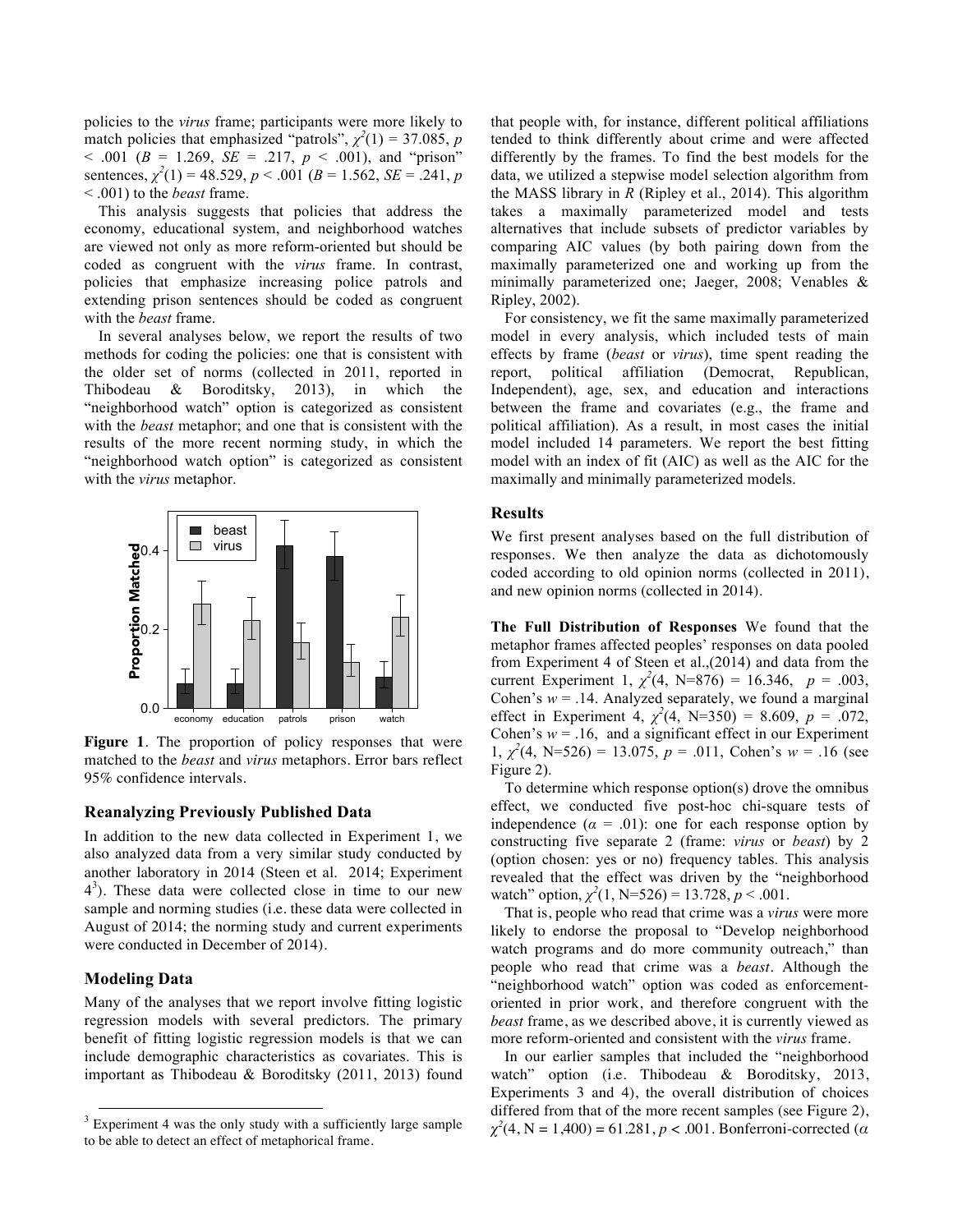policies to the *virus* frame; participants were more likely to match policies that emphasized "patrols", $\chi^2(1) = 37.085$, $p < .001$ ($B = 1.269$, $SE = .217$, $p < .001$), and "prison" sentences, $\chi^2(1) = 48.529$, $p < .001$ ($B = 1.562$, $SE = .241$, $p < .001$) to the *beast* frame.

This analysis suggests that policies that address the economy, educational system, and neighborhood watches are viewed not only as more reform-oriented but should be coded as congruent with the *virus* frame. In contrast, policies that emphasize increasing police patrols and extending prison sentences should be coded as congruent with the *beast* frame.

In several analyses below, we report the results of two methods for coding the policies: one that is consistent with the older set of norms (collected in 2011, reported in Thibodeau & Boroditsky, 2013), in which the "neighborhood watch" option is categorized as consistent with the *beast* metaphor; and one that is consistent with the results of the more recent norming study, in which the "neighborhood watch option" is categorized as consistent with the *virus* metaphor.

**Figure 1**. The proportion of policy responses that were matched to the *beast* and *virus* metaphors. Error bars reflect 95% confidence intervals.

### Reanalyzing Previously Published Data

In addition to the new data collected in Experiment 1, we also analyzed data from a very similar study conducted by another laboratory in 2014 (Steen et al. 2014; Experiment 4[3]). These data were collected close in time to our new sample and norming studies (i.e. these data were collected in August of 2014; the norming study and current experiments were conducted in December of 2014).

### Modeling Data

Many of the analyses that we report involve fitting logistic regression models with several predictors. The primary benefit of fitting logistic regression models is that we can include demographic characteristics as covariates. This is important as Thibodeau & Boroditsky (2011, 2013) found that people with, for instance, different political affiliations tended to think differently about crime and were affected differently by the frames. To find the best models for the data, we utilized a stepwise model selection algorithm from the MASS library in *R* (Ripley et al., 2014). This algorithm takes a maximally parameterized model and tests alternatives that include subsets of predictor variables by comparing AIC values (by both pairing down from the maximally parameterized one and working up from the minimally parameterized one; Jaeger, 2008; Venables & Ripley, 2002).

For consistency, we fit the same maximally parameterized model in every analysis, which included tests of main effects by frame (*beast* or *virus*), time spent reading the report, political affiliation (Democrat, Republican, Independent), age, sex, and education and interactions between the frame and covariates (e.g., the frame and political affiliation). As a result, in most cases the initial model included 14 parameters. We report the best fitting model with an index of fit (AIC) as well as the AIC for the maximally and minimally parameterized models.

## Results

We first present analyses based on the full distribution of responses. We then analyze the data as dichotomously coded according to old opinion norms (collected in 2011), and new opinion norms (collected in 2014).

**The Full Distribution of Responses** We found that the metaphor frames affected peoples' responses on data pooled from Experiment 4 of Steen et al.,(2014) and data from the current Experiment 1, $\chi^2(4, N{=}876) = 16.346$, $p = .003$, Cohen's $w = .14$. Analyzed separately, we found a marginal effect in Experiment 4, $\chi^2(4, N{=}350) = 8.609$, $p = .072$, Cohen's $w = .16$, and a significant effect in our Experiment 1, $\chi^2(4, N{=}526) = 13.075$, $p = .011$, Cohen's $w = .16$ (see Figure 2).

To determine which response option(s) drove the omnibus effect, we conducted five post-hoc chi-square tests of independence ($\alpha = .01$): one for each response option by constructing five separate 2 (frame: *virus* or *beast*) by 2 (option chosen: yes or no) frequency tables. This analysis revealed that the effect was driven by the "neighborhood watch" option, $\chi^2(1, N{=}526) = 13.728$, $p < .001$.

That is, people who read that crime was a *virus* were more likely to endorse the proposal to "Develop neighborhood watch programs and do more community outreach," than people who read that crime was a *beast*. Although the "neighborhood watch" option was coded as enforcement-oriented in prior work, and therefore congruent with the *beast* frame, as we described above, it is currently viewed as more reform-oriented and consistent with the *virus* frame.

In our earlier samples that included the "neighborhood watch" option (i.e. Thibodeau & Boroditsky, 2013, Experiments 3 and 4), the overall distribution of choices differed from that of the more recent samples (see Figure 2), $\chi^2(4, N = 1{,}400) = 61.281$, $p < .001$. Bonferroni-corrected ($\alpha$

[3] Experiment 4 was the only study with a sufficiently large sample to be able to detect an effect of metaphorical frame.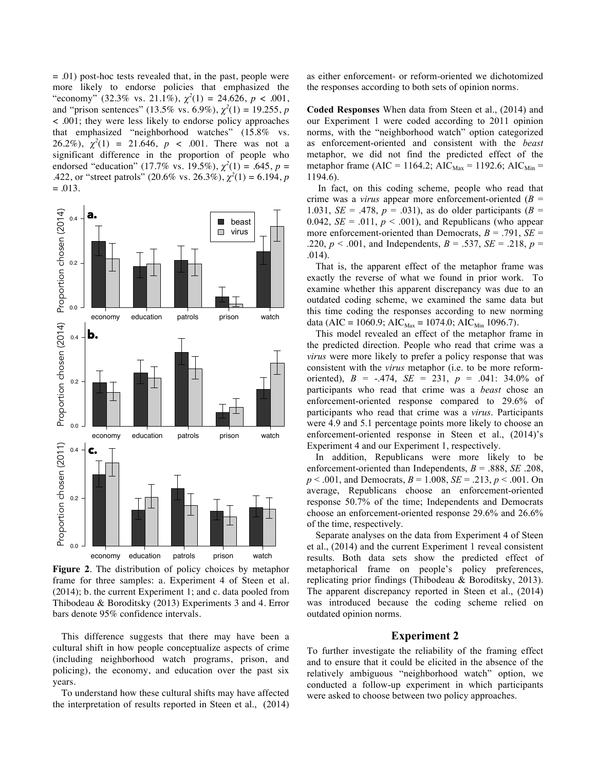= .01) post-hoc tests revealed that, in the past, people were more likely to endorse policies that emphasized the "economy" (32.3% vs. 21.1%), $\chi^2(1) = 24.626$, $p < .001$, and "prison sentences" (13.5% vs. 6.9%), $\chi^2(1) = 19.255$, $p < .001$; they were less likely to endorse policy approaches that emphasized "neighborhood watches" (15.8% vs. 26.2%), $\chi^2(1) = 21.646$, $p < .001$. There was not a significant difference in the proportion of people who endorsed "education" (17.7% vs. 19.5%), $\chi^2(1) = .645$, $p = .422$, or "street patrols" (20.6% vs. 26.3%), $\chi^2(1) = 6.194$, $p = .013$.

**Figure 2**. The distribution of policy choices by metaphor frame for three samples: a. Experiment 4 of Steen et al. (2014); b. the current Experiment 1; and c. data pooled from Thibodeau & Boroditsky (2013) Experiments 3 and 4. Error bars denote 95% confidence intervals.

This difference suggests that there may have been a cultural shift in how people conceptualize aspects of crime (including neighborhood watch programs, prison, and policing), the economy, and education over the past six years.

To understand how these cultural shifts may have affected the interpretation of results reported in Steen et al., (2014) as either enforcement- or reform-oriented we dichotomized the responses according to both sets of opinion norms.

**Coded Responses** When data from Steen et al., (2014) and our Experiment 1 were coded according to 2011 opinion norms, with the "neighborhood watch" option categorized as enforcement-oriented and consistent with the *beast* metaphor, we did not find the predicted effect of the metaphor frame (AIC = 1164.2; $\text{AIC}_{\text{Max}}$ = 1192.6; $\text{AIC}_{\text{Min}}$ = 1194.6).

In fact, on this coding scheme, people who read that crime was a *virus* appear more enforcement-oriented ($B$ = 1.031, $SE$ = .478, $p$ = .031), as do older participants ($B$ = 0.042, $SE$ = .011, $p < .001$), and Republicans (who appear more enforcement-oriented than Democrats, $B$ = .791, $SE$ = .220, $p < .001$, and Independents, $B$ = .537, $SE$ = .218, $p$ = .014).

That is, the apparent effect of the metaphor frame was exactly the reverse of what we found in prior work. To examine whether this apparent discrepancy was due to an outdated coding scheme, we examined the same data but this time coding the responses according to new norming data (AIC = 1060.9; $\text{AIC}_{\text{Max}}$ = 1074.0; $\text{AIC}_{\text{Min}}$ 1096.7).

This model revealed an effect of the metaphor frame in the predicted direction. People who read that crime was a *virus* were more likely to prefer a policy response that was consistent with the *virus* metaphor (i.e. to be more reform-oriented), $B$ = -.474, $SE$ = 231, $p$ = .041: 34.0% of participants who read that crime was a *beast* chose an enforcement-oriented response compared to 29.6% of participants who read that crime was a *virus*. Participants were 4.9 and 5.1 percentage points more likely to choose an enforcement-oriented response in Steen et al., (2014)'s Experiment 4 and our Experiment 1, respectively.

In addition, Republicans were more likely to be enforcement-oriented than Independents, $B$ = .888, $SE$ .208, $p < .001$, and Democrats, $B$ = 1.008, $SE$ = .213, $p < .001$. On average, Republicans choose an enforcement-oriented response 50.7% of the time; Independents and Democrats choose an enforcement-oriented response 29.6% and 26.6% of the time, respectively.

Separate analyses on the data from Experiment 4 of Steen et al., (2014) and the current Experiment 1 reveal consistent results. Both data sets show the predicted effect of metaphorical frame on people's policy preferences, replicating prior findings (Thibodeau & Boroditsky, 2013). The apparent discrepancy reported in Steen et al., (2014) was introduced because the coding scheme relied on outdated opinion norms.

## Experiment 2

To further investigate the reliability of the framing effect and to ensure that it could be elicited in the absence of the relatively ambiguous "neighborhood watch" option, we conducted a follow-up experiment in which participants were asked to choose between two policy approaches.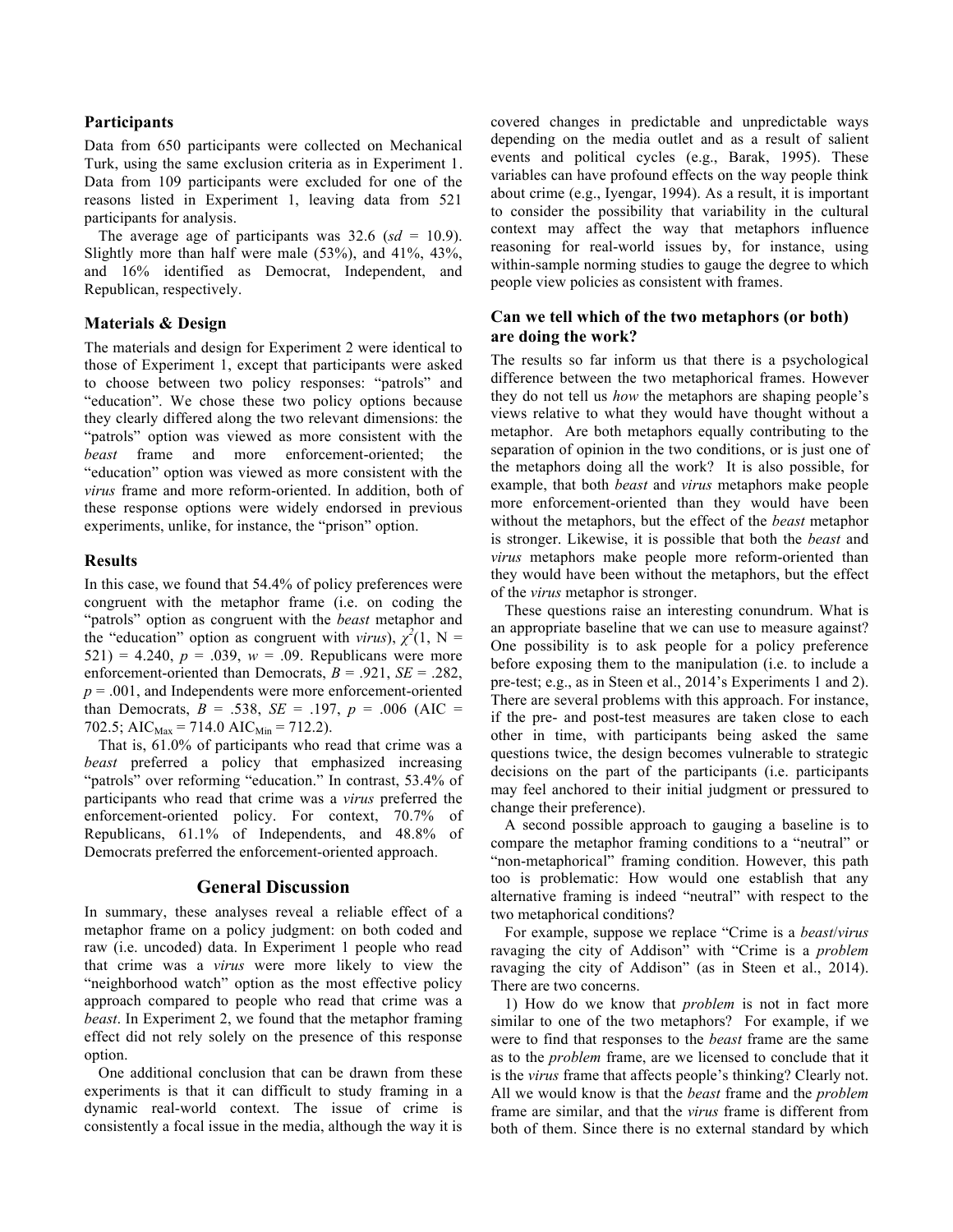### Participants

Data from 650 participants were collected on Mechanical Turk, using the same exclusion criteria as in Experiment 1. Data from 109 participants were excluded for one of the reasons listed in Experiment 1, leaving data from 521 participants for analysis.

The average age of participants was 32.6 (*sd* = 10.9). Slightly more than half were male (53%), and 41%, 43%, and 16% identified as Democrat, Independent, and Republican, respectively.

### Materials & Design

The materials and design for Experiment 2 were identical to those of Experiment 1, except that participants were asked to choose between two policy responses: "patrols" and "education". We chose these two policy options because they clearly differed along the two relevant dimensions: the "patrols" option was viewed as more consistent with the *beast* frame and more enforcement-oriented; the "education" option was viewed as more consistent with the *virus* frame and more reform-oriented. In addition, both of these response options were widely endorsed in previous experiments, unlike, for instance, the "prison" option.

### Results

In this case, we found that 54.4% of policy preferences were congruent with the metaphor frame (i.e. on coding the "patrols" option as congruent with the *beast* metaphor and the "education" option as congruent with *virus*), $\chi^2(1, N = 521) = 4.240$, $p = .039$, $w = .09$. Republicans were more enforcement-oriented than Democrats, $B = .921$, $SE = .282$, $p = .001$, and Independents were more enforcement-oriented than Democrats, $B = .538$, $SE = .197$, $p = .006$ (AIC = 702.5; $AIC_{Max} = 714.0$ $AIC_{Min} = 712.2$).

That is, 61.0% of participants who read that crime was a *beast* preferred a policy that emphasized increasing "patrols" over reforming "education." In contrast, 53.4% of participants who read that crime was a *virus* preferred the enforcement-oriented policy. For context, 70.7% of Republicans, 61.1% of Independents, and 48.8% of Democrats preferred the enforcement-oriented approach.

## General Discussion

In summary, these analyses reveal a reliable effect of a metaphor frame on a policy judgment: on both coded and raw (i.e. uncoded) data. In Experiment 1 people who read that crime was a *virus* were more likely to view the "neighborhood watch" option as the most effective policy approach compared to people who read that crime was a *beast*. In Experiment 2, we found that the metaphor framing effect did not rely solely on the presence of this response option.

One additional conclusion that can be drawn from these experiments is that it can difficult to study framing in a dynamic real-world context. The issue of crime is consistently a focal issue in the media, although the way it is covered changes in predictable and unpredictable ways depending on the media outlet and as a result of salient events and political cycles (e.g., Barak, 1995). These variables can have profound effects on the way people think about crime (e.g., Iyengar, 1994). As a result, it is important to consider the possibility that variability in the cultural context may affect the way that metaphors influence reasoning for real-world issues by, for instance, using within-sample norming studies to gauge the degree to which people view policies as consistent with frames.

### Can we tell which of the two metaphors (or both) are doing the work?

The results so far inform us that there is a psychological difference between the two metaphorical frames. However they do not tell us *how* the metaphors are shaping people's views relative to what they would have thought without a metaphor. Are both metaphors equally contributing to the separation of opinion in the two conditions, or is just one of the metaphors doing all the work? It is also possible, for example, that both *beast* and *virus* metaphors make people more enforcement-oriented than they would have been without the metaphors, but the effect of the *beast* metaphor is stronger. Likewise, it is possible that both the *beast* and *virus* metaphors make people more reform-oriented than they would have been without the metaphors, but the effect of the *virus* metaphor is stronger.

These questions raise an interesting conundrum. What is an appropriate baseline that we can use to measure against? One possibility is to ask people for a policy preference before exposing them to the manipulation (i.e. to include a pre-test; e.g., as in Steen et al., 2014's Experiments 1 and 2). There are several problems with this approach. For instance, if the pre- and post-test measures are taken close to each other in time, with participants being asked the same questions twice, the design becomes vulnerable to strategic decisions on the part of the participants (i.e. participants may feel anchored to their initial judgment or pressured to change their preference).

A second possible approach to gauging a baseline is to compare the metaphor framing conditions to a "neutral" or "non-metaphorical" framing condition. However, this path too is problematic: How would one establish that any alternative framing is indeed "neutral" with respect to the two metaphorical conditions?

For example, suppose we replace "Crime is a *beast*/*virus* ravaging the city of Addison" with "Crime is a *problem* ravaging the city of Addison" (as in Steen et al., 2014). There are two concerns.

1) How do we know that *problem* is not in fact more similar to one of the two metaphors? For example, if we were to find that responses to the *beast* frame are the same as to the *problem* frame, are we licensed to conclude that it is the *virus* frame that affects people's thinking? Clearly not. All we would know is that the *beast* frame and the *problem* frame are similar, and that the *virus* frame is different from both of them. Since there is no external standard by which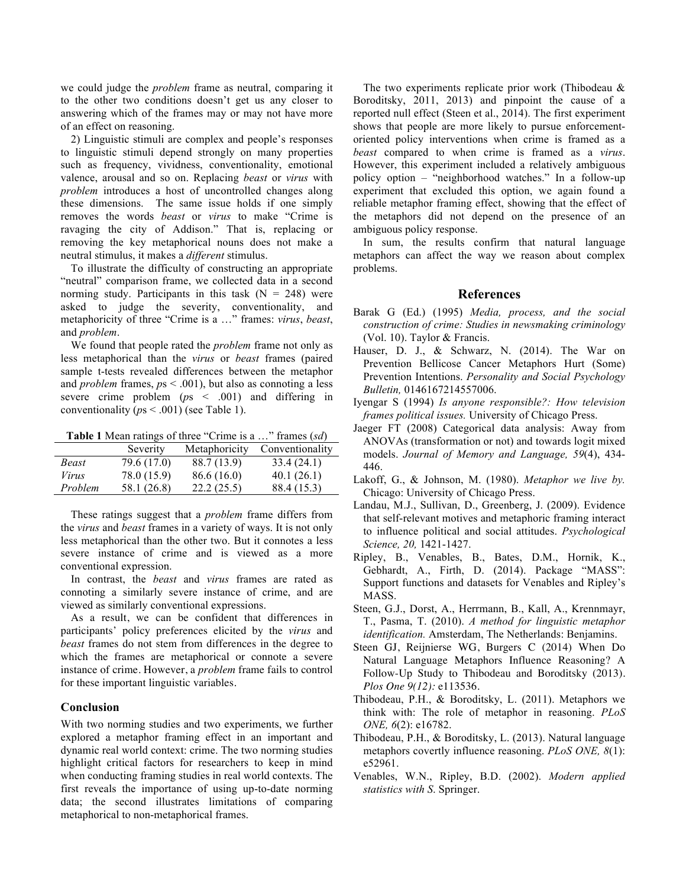we could judge the *problem* frame as neutral, comparing it to the other two conditions doesn't get us any closer to answering which of the frames may or may not have more of an effect on reasoning.

2) Linguistic stimuli are complex and people's responses to linguistic stimuli depend strongly on many properties such as frequency, vividness, conventionality, emotional valence, arousal and so on. Replacing *beast* or *virus* with *problem* introduces a host of uncontrolled changes along these dimensions. The same issue holds if one simply removes the words *beast* or *virus* to make "Crime is ravaging the city of Addison." That is, replacing or removing the key metaphorical nouns does not make a neutral stimulus, it makes a *different* stimulus.

To illustrate the difficulty of constructing an appropriate "neutral" comparison frame, we collected data in a second norming study. Participants in this task (N = 248) were asked to judge the severity, conventionality, and metaphoricity of three "Crime is a …" frames: *virus*, *beast*, and *problem*.

We found that people rated the *problem* frame not only as less metaphorical than the *virus* or *beast* frames (paired sample t-tests revealed differences between the metaphor and *problem* frames, $ps < .001$), but also as connoting a less severe crime problem ($ps < .001$) and differing in conventionality ($ps < .001$) (see Table 1).

**Table 1** Mean ratings of three "Crime is a …" frames (*sd*)

| | Severity | Metaphoricity | Conventionality |
|---|---|---|---|
| *Beast* | 79.6 (17.0) | 88.7 (13.9) | 33.4 (24.1) |
| *Virus* | 78.0 (15.9) | 86.6 (16.0) | 40.1 (26.1) |
| *Problem* | 58.1 (26.8) | 22.2 (25.5) | 88.4 (15.3) |

These ratings suggest that a *problem* frame differs from the *virus* and *beast* frames in a variety of ways. It is not only less metaphorical than the other two. But it connotes a less severe instance of crime and is viewed as a more conventional expression.

In contrast, the *beast* and *virus* frames are rated as connoting a similarly severe instance of crime, and are viewed as similarly conventional expressions.

As a result, we can be confident that differences in participants' policy preferences elicited by the *virus* and *beast* frames do not stem from differences in the degree to which the frames are metaphorical or connote a severe instance of crime. However, a *problem* frame fails to control for these important linguistic variables.

## Conclusion

With two norming studies and two experiments, we further explored a metaphor framing effect in an important and dynamic real world context: crime. The two norming studies highlight critical factors for researchers to keep in mind when conducting framing studies in real world contexts. The first reveals the importance of using up-to-date norming data; the second illustrates limitations of comparing metaphorical to non-metaphorical frames.

The two experiments replicate prior work (Thibodeau & Boroditsky, 2011, 2013) and pinpoint the cause of a reported null effect (Steen et al., 2014). The first experiment shows that people are more likely to pursue enforcement-oriented policy interventions when crime is framed as a *beast* compared to when crime is framed as a *virus*. However, this experiment included a relatively ambiguous policy option – "neighborhood watches." In a follow-up experiment that excluded this option, we again found a reliable metaphor framing effect, showing that the effect of the metaphors did not depend on the presence of an ambiguous policy response.

In sum, the results confirm that natural language metaphors can affect the way we reason about complex problems.

## References

Barak G (Ed.) (1995) *Media, process, and the social construction of crime: Studies in newsmaking criminology* (Vol. 10). Taylor & Francis.

Hauser, D. J., & Schwarz, N. (2014). The War on Prevention Bellicose Cancer Metaphors Hurt (Some) Prevention Intentions. *Personality and Social Psychology Bulletin,* 0146167214557006.

Iyengar S (1994) *Is anyone responsible?: How television frames political issues.* University of Chicago Press.

Jaeger FT (2008) Categorical data analysis: Away from ANOVAs (transformation or not) and towards logit mixed models. *Journal of Memory and Language, 59*(4), 434-446.

Lakoff, G., & Johnson, M. (1980). *Metaphor we live by.* Chicago: University of Chicago Press.

Landau, M.J., Sullivan, D., Greenberg, J. (2009). Evidence that self-relevant motives and metaphoric framing interact to influence political and social attitudes. *Psychological Science, 20,* 1421-1427.

Ripley, B., Venables, B., Bates, D.M., Hornik, K., Gebhardt, A., Firth, D. (2014). Package "MASS": Support functions and datasets for Venables and Ripley's MASS.

Steen, G.J., Dorst, A., Herrmann, B., Kall, A., Krennmayr, T., Pasma, T. (2010). *A method for linguistic metaphor identification.* Amsterdam, The Netherlands: Benjamins.

Steen GJ, Reijnierse WG, Burgers C (2014) When Do Natural Language Metaphors Influence Reasoning? A Follow-Up Study to Thibodeau and Boroditsky (2013). *Plos One 9(12):* e113536.

Thibodeau, P.H., & Boroditsky, L. (2011). Metaphors we think with: The role of metaphor in reasoning. *PLoS ONE, 6*(2): e16782.

Thibodeau, P.H., & Boroditsky, L. (2013). Natural language metaphors covertly influence reasoning. *PLoS ONE, 8*(1): e52961.

Venables, W.N., Ripley, B.D. (2002). *Modern applied statistics with S.* Springer.